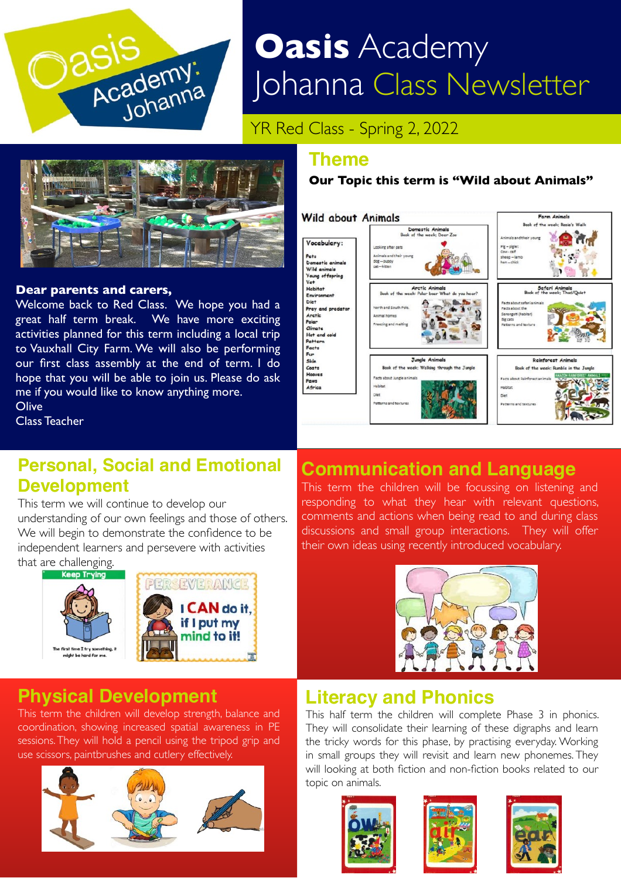# Oasis Academy Johanna Class Newsletter

YR Red Class - Spring 2, 2022

**Dear parents and carers,**

Welcome back to Red Class. We hope you had a great half term break. We have more exciting activities planned for this term including a local trip to Vauxhall City Farm. We will also be performing our first class assembly at the end of term. I do hope that you will be able to join us. Please do ask me if you would like to know anything more.

Olive
Class Teacher

## Theme

**Our Topic this term is "Wild about Animals"**

## Personal, Social and Emotional Development

This term we will continue to develop our understanding of our own feelings and those of others. We will begin to demonstrate the confidence to be independent learners and persevere with activities that are challenging.

## Communication and Language

This term the children will be focussing on listening and responding to what they hear with relevant questions, comments and actions when being read to and during class discussions and small group interactions. They will offer their own ideas using recently introduced vocabulary.

## Physical Development

This term the children will develop strength, balance and coordination, showing increased spatial awareness in PE sessions. They will hold a pencil using the tripod grip and use scissors, paintbrushes and cutlery effectively.

## Literacy and Phonics

This half term the children will complete Phase 3 in phonics. They will consolidate their learning of these digraphs and learn the tricky words for this phase, by practising everyday. Working in small groups they will revisit and learn new phonemes. They will looking at both fiction and non-fiction books related to our topic on animals.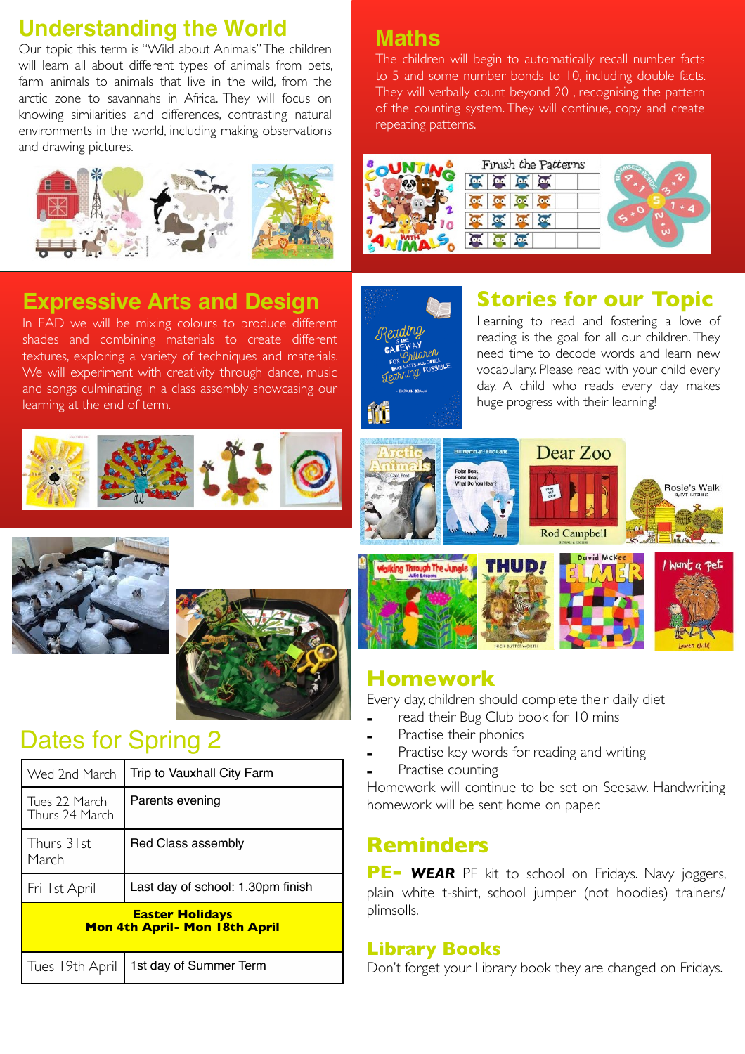## Understanding the World

Our topic this term is "Wild about Animals" The children will learn all about different types of animals from pets, farm animals to animals that live in the wild, from the arctic zone to savannahs in Africa. They will focus on knowing similarities and differences, contrasting natural environments in the world, including making observations and drawing pictures.

## Maths

The children will begin to automatically recall number facts to 5 and some number bonds to 10, including double facts. They will verbally count beyond 20 , recognising the pattern of the counting system. They will continue, copy and create repeating patterns.

## Expressive Arts and Design

In EAD we will be mixing colours to produce different shades and combining materials to create different textures, exploring a variety of techniques and materials. We will experiment with creativity through dance, music and songs culminating in a class assembly showcasing our learning at the end of term.

## Stories for our Topic

Learning to read and fostering a love of reading is the goal for all our children. They need time to decode words and learn new vocabulary. Please read with your child every day. A child who reads every day makes huge progress with their learning!

## Dates for Spring 2

| | |
|---|---|
| Wed 2nd March | Trip to Vauxhall City Farm |
| Tues 22 March<br>Thurs 24 March | Parents evening |
| Thurs 31st March | Red Class assembly |
| Fri 1st April | Last day of school: 1.30pm finish |
| **Easter Holidays**<br>**Mon 4th April- Mon 18th April** | |
| Tues 19th April | 1st day of Summer Term |

## Homework

Every day, children should complete their daily diet

- read their Bug Club book for 10 mins
- Practise their phonics
- Practise key words for reading and writing
- Practise counting

Homework will continue to be set on Seesaw. Handwriting homework will be sent home on paper.

## Reminders

**PE-** ***WEAR*** PE kit to school on Fridays. Navy joggers, plain white t-shirt, school jumper (not hoodies) trainers/ plimsolls.

### Library Books

Don't forget your Library book they are changed on Fridays.